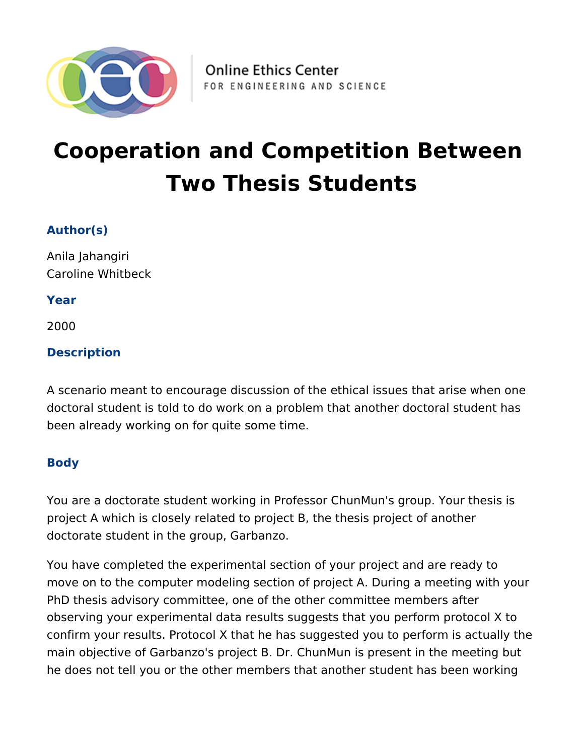Online Ethics Center
FOR ENGINEERING AND SCIENCE

# Cooperation and Competition Between Two Thesis Students

### Author(s)

Anila Jahangiri
Caroline Whitbeck

### Year

2000

### Description

A scenario meant to encourage discussion of the ethical issues that arise when one doctoral student is told to do work on a problem that another doctoral student has been already working on for quite some time.

### Body

You are a doctorate student working in Professor ChunMun's group. Your thesis is project A which is closely related to project B, the thesis project of another doctorate student in the group, Garbanzo.

You have completed the experimental section of your project and are ready to move on to the computer modeling section of project A. During a meeting with your PhD thesis advisory committee, one of the other committee members after observing your experimental data results suggests that you perform protocol X to confirm your results. Protocol X that he has suggested you to perform is actually the main objective of Garbanzo's project B. Dr. ChunMun is present in the meeting but he does not tell you or the other members that another student has been working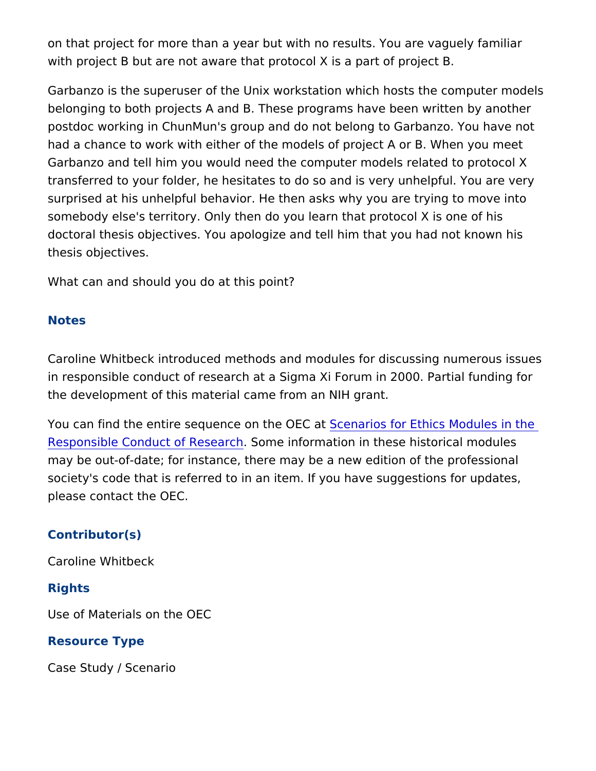on that project for more than a year but with no results. You are vaguely familiar with project B but are not aware that protocol X is a part of project B.

Garbanzo is the superuser of the Unix workstation which hosts the computer models belonging to both projects A and B. These programs have been written by another postdoc working in ChunMun's group and do not belong to Garbanzo. You have not had a chance to work with either of the models of project A or B. When you meet Garbanzo and tell him you would need the computer models related to protocol X transferred to your folder, he hesitates to do so and is very unhelpful. You are very surprised at his unhelpful behavior. He then asks why you are trying to move into somebody else's territory. Only then do you learn that protocol X is one of his doctoral thesis objectives. You apologize and tell him that you had not known his thesis objectives.

What can and should you do at this point?

### Notes

Caroline Whitbeck introduced methods and modules for discussing numerous issues in responsible conduct of research at a Sigma Xi Forum in 2000. Partial funding for the development of this material came from an NIH grant.

You can find the entire sequence on the OEC at Scenarios for Ethics Modules in the Responsible Conduct of Research. Some information in these historical modules may be out-of-date; for instance, there may be a new edition of the professional society's code that is referred to in an item. If you have suggestions for updates, please contact the OEC.

### Contributor(s)

Caroline Whitbeck

### Rights

Use of Materials on the OEC

### Resource Type

Case Study / Scenario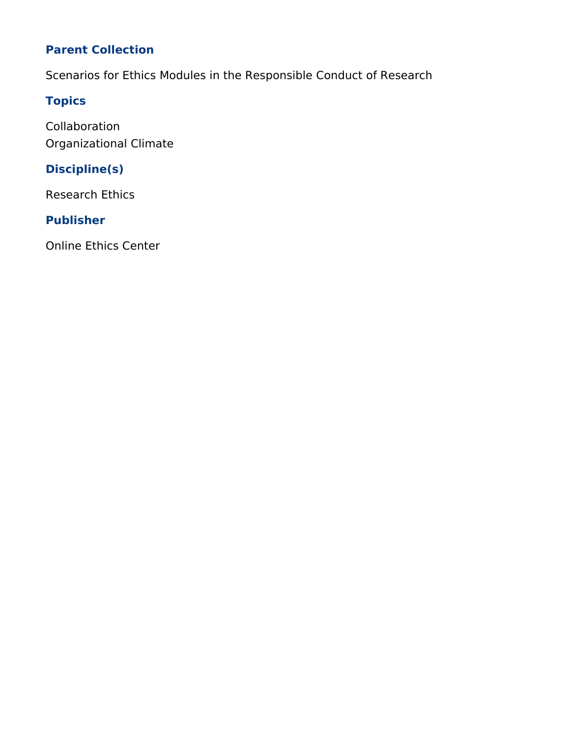### Parent Collection

Scenarios for Ethics Modules in the Responsible Conduct of Research

### Topics

Collaboration
Organizational Climate

### Discipline(s)

Research Ethics

### Publisher

Online Ethics Center